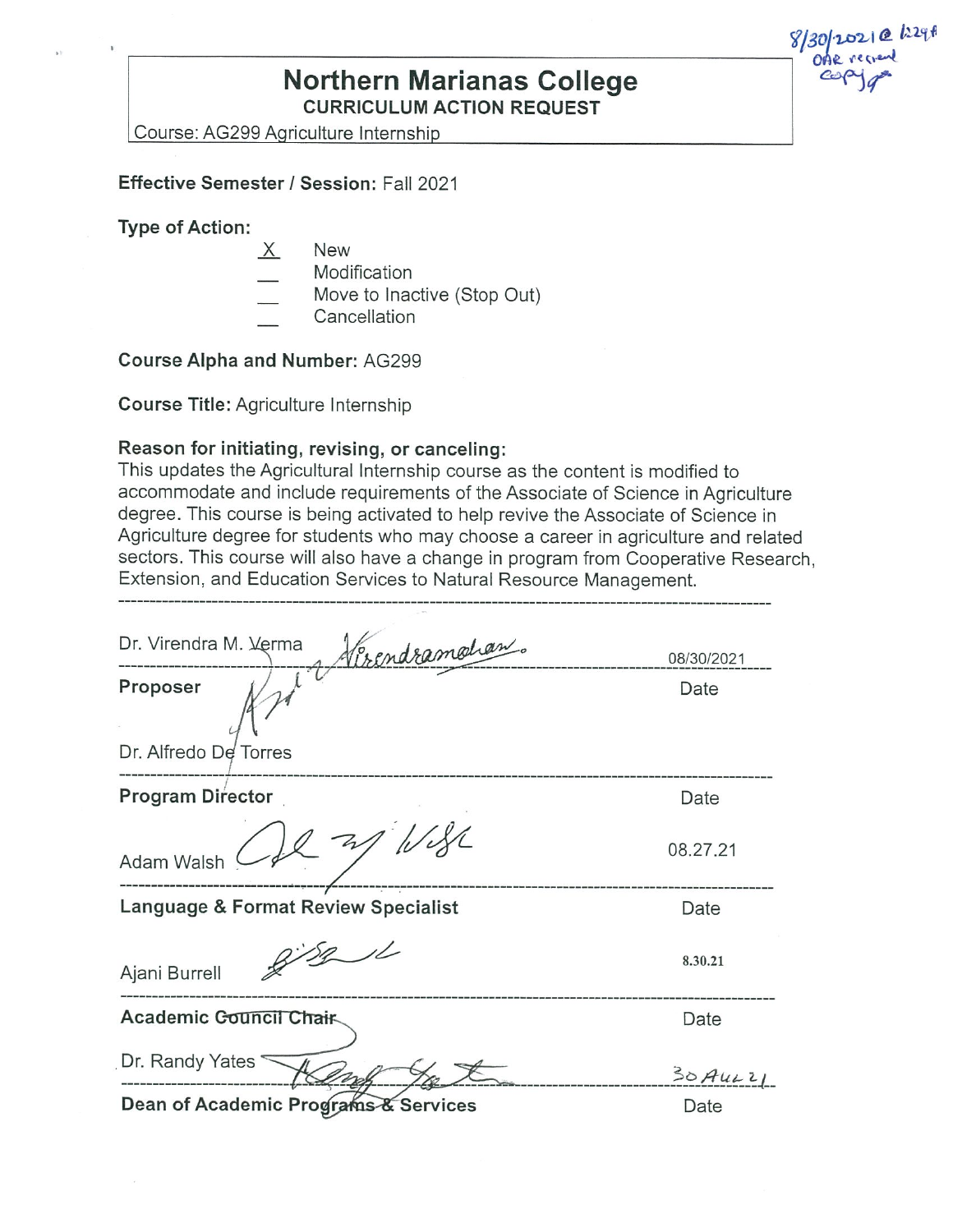8/30/2021 @ 1:29 ... OAR received copy

# Northern Marianas College

## CURRICULUM ACTION REQUEST

Course: AG299 Agriculture Internship

**Effective Semester / Session:** Fall 2021

**Type of Action:**

- X New
- __ Modification
- __ Move to Inactive (Stop Out)
- __ Cancellation

**Course Alpha and Number:** AG299

**Course Title:** Agriculture Internship

**Reason for initiating, revising, or canceling:**
This updates the Agricultural Internship course as the content is modified to accommodate and include requirements of the Associate of Science in Agriculture degree. This course is being activated to help revive the Associate of Science in Agriculture degree for students who may choose a career in agriculture and related sectors. This course will also have a change in program from Cooperative Research, Extension, and Education Services to Natural Resource Management.

---

Dr. Virendra M. Verma — 08/30/2021

**Proposer** — Date

Dr. Alfredo De Torres

**Program Director** — Date

Adam Walsh — 08.27.21

**Language & Format Review Specialist** — Date

Ajani Burrell — 8.30.21

**Academic Council Chair** — Date

Dr. Randy Yates — 30 AUG 21

**Dean of Academic Programs & Services** — Date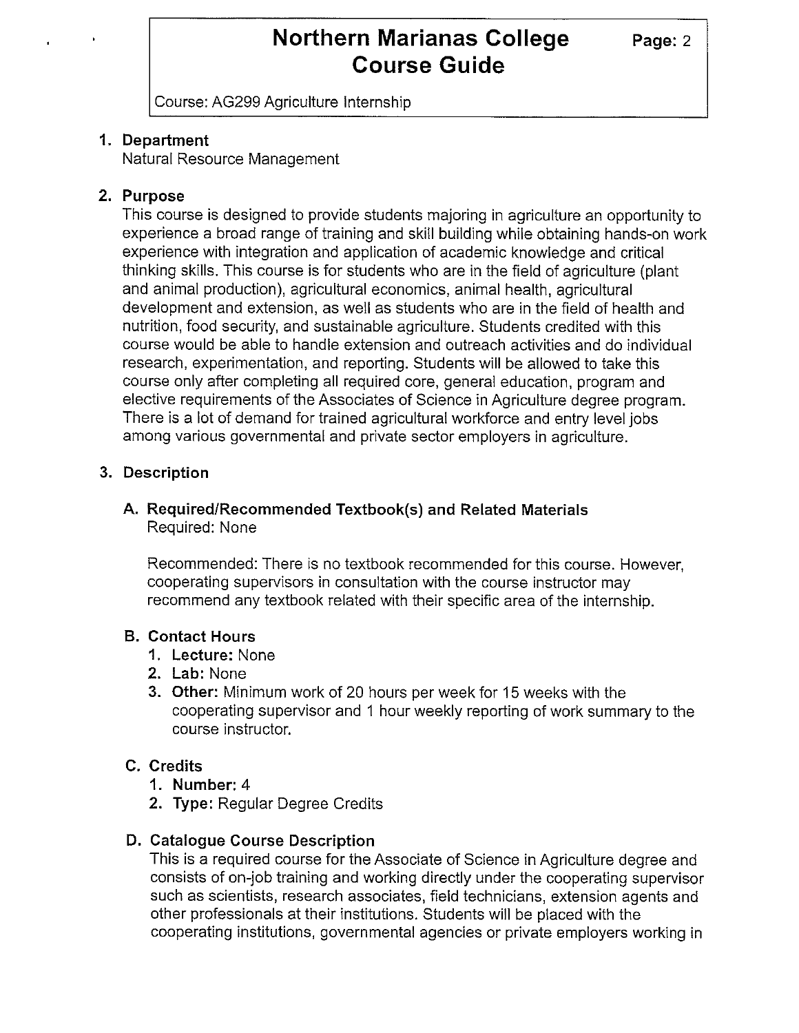## 1. Department

Natural Resource Management

## 2. Purpose

This course is designed to provide students majoring in agriculture an opportunity to experience a broad range of training and skill building while obtaining hands-on work experience with integration and application of academic knowledge and critical thinking skills. This course is for students who are in the field of agriculture (plant and animal production), agricultural economics, animal health, agricultural development and extension, as well as students who are in the field of health and nutrition, food security, and sustainable agriculture. Students credited with this course would be able to handle extension and outreach activities and do individual research, experimentation, and reporting. Students will be allowed to take this course only after completing all required core, general education, program and elective requirements of the Associates of Science in Agriculture degree program. There is a lot of demand for trained agricultural workforce and entry level jobs among various governmental and private sector employers in agriculture.

## 3. Description

### A. Required/Recommended Textbook(s) and Related Materials

Required: None

Recommended: There is no textbook recommended for this course. However, cooperating supervisors in consultation with the course instructor may recommend any textbook related with their specific area of the internship.

### B. Contact Hours

1. **Lecture:** None
2. **Lab:** None
3. **Other:** Minimum work of 20 hours per week for 15 weeks with the cooperating supervisor and 1 hour weekly reporting of work summary to the course instructor.

### C. Credits

1. **Number:** 4
2. **Type:** Regular Degree Credits

### D. Catalogue Course Description

This is a required course for the Associate of Science in Agriculture degree and consists of on-job training and working directly under the cooperating supervisor such as scientists, research associates, field technicians, extension agents and other professionals at their institutions. Students will be placed with the cooperating institutions, governmental agencies or private employers working in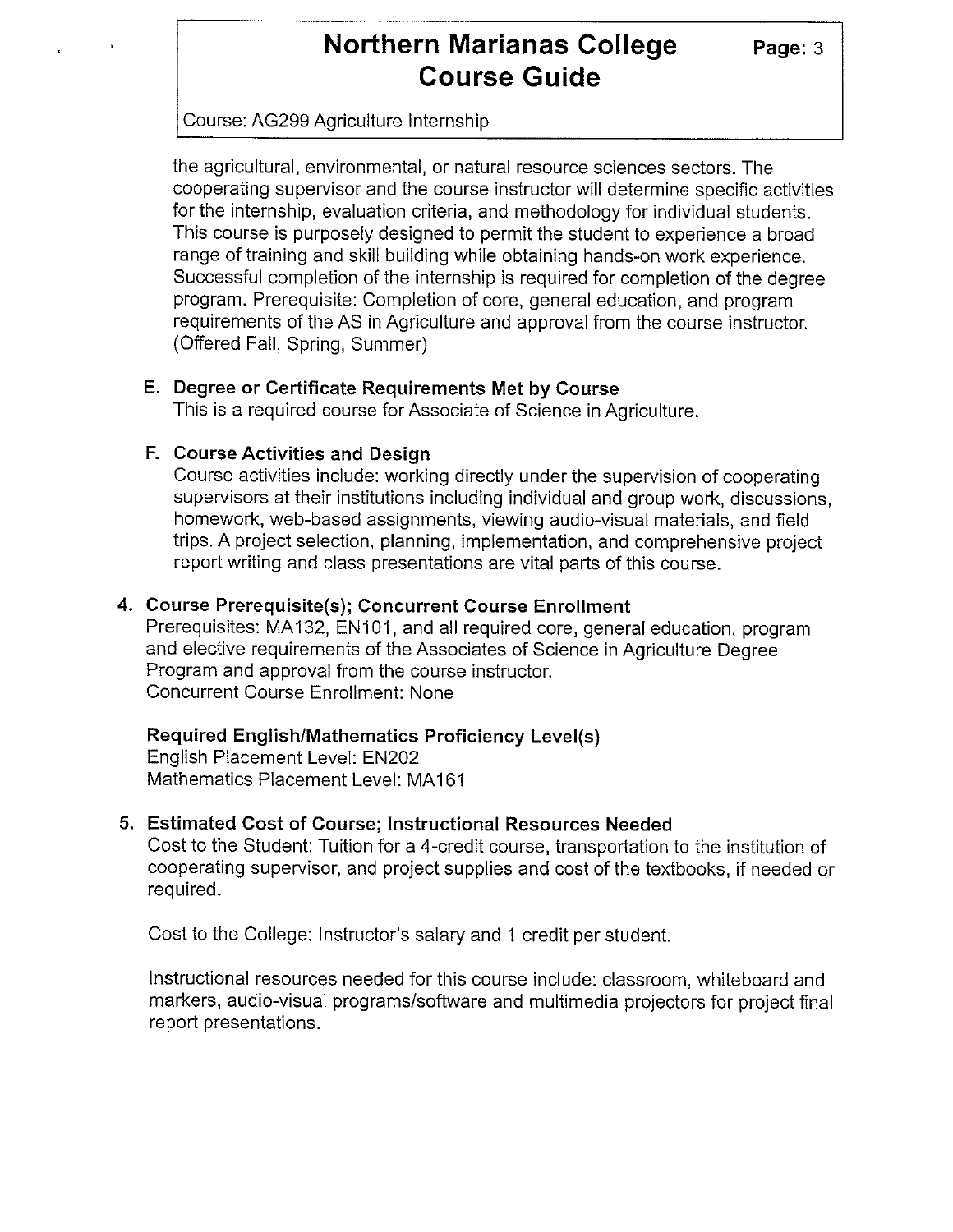the agricultural, environmental, or natural resource sciences sectors. The cooperating supervisor and the course instructor will determine specific activities for the internship, evaluation criteria, and methodology for individual students. This course is purposely designed to permit the student to experience a broad range of training and skill building while obtaining hands-on work experience. Successful completion of the internship is required for completion of the degree program. Prerequisite: Completion of core, general education, and program requirements of the AS in Agriculture and approval from the course instructor. (Offered Fall, Spring, Summer)

### E. Degree or Certificate Requirements Met by Course

This is a required course for Associate of Science in Agriculture.

### F. Course Activities and Design

Course activities include: working directly under the supervision of cooperating supervisors at their institutions including individual and group work, discussions, homework, web-based assignments, viewing audio-visual materials, and field trips. A project selection, planning, implementation, and comprehensive project report writing and class presentations are vital parts of this course.

## 4. Course Prerequisite(s); Concurrent Course Enrollment

Prerequisites: MA132, EN101, and all required core, general education, program and elective requirements of the Associates of Science in Agriculture Degree Program and approval from the course instructor.
Concurrent Course Enrollment: None

**Required English/Mathematics Proficiency Level(s)**
English Placement Level: EN202
Mathematics Placement Level: MA161

## 5. Estimated Cost of Course; Instructional Resources Needed

Cost to the Student: Tuition for a 4-credit course, transportation to the institution of cooperating supervisor, and project supplies and cost of the textbooks, if needed or required.

Cost to the College: Instructor's salary and 1 credit per student.

Instructional resources needed for this course include: classroom, whiteboard and markers, audio-visual programs/software and multimedia projectors for project final report presentations.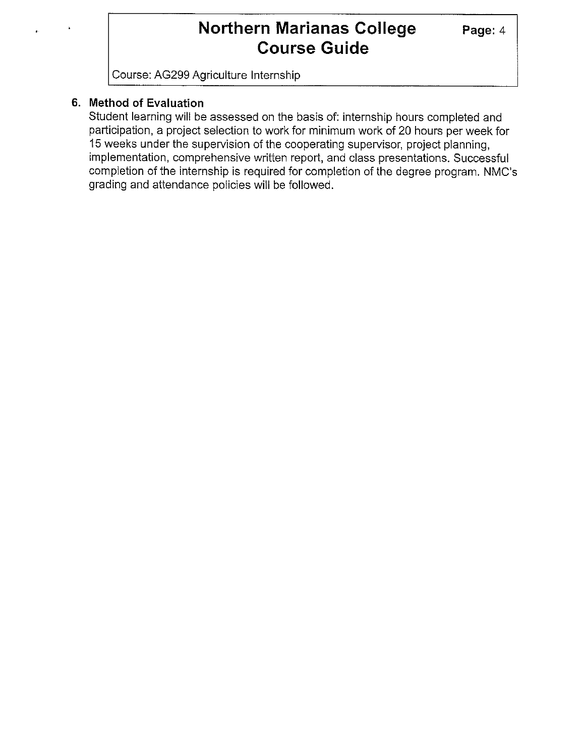## 6. Method of Evaluation

Student learning will be assessed on the basis of: internship hours completed and participation, a project selection to work for minimum work of 20 hours per week for 15 weeks under the supervision of the cooperating supervisor, project planning, implementation, comprehensive written report, and class presentations. Successful completion of the internship is required for completion of the degree program. NMC's grading and attendance policies will be followed.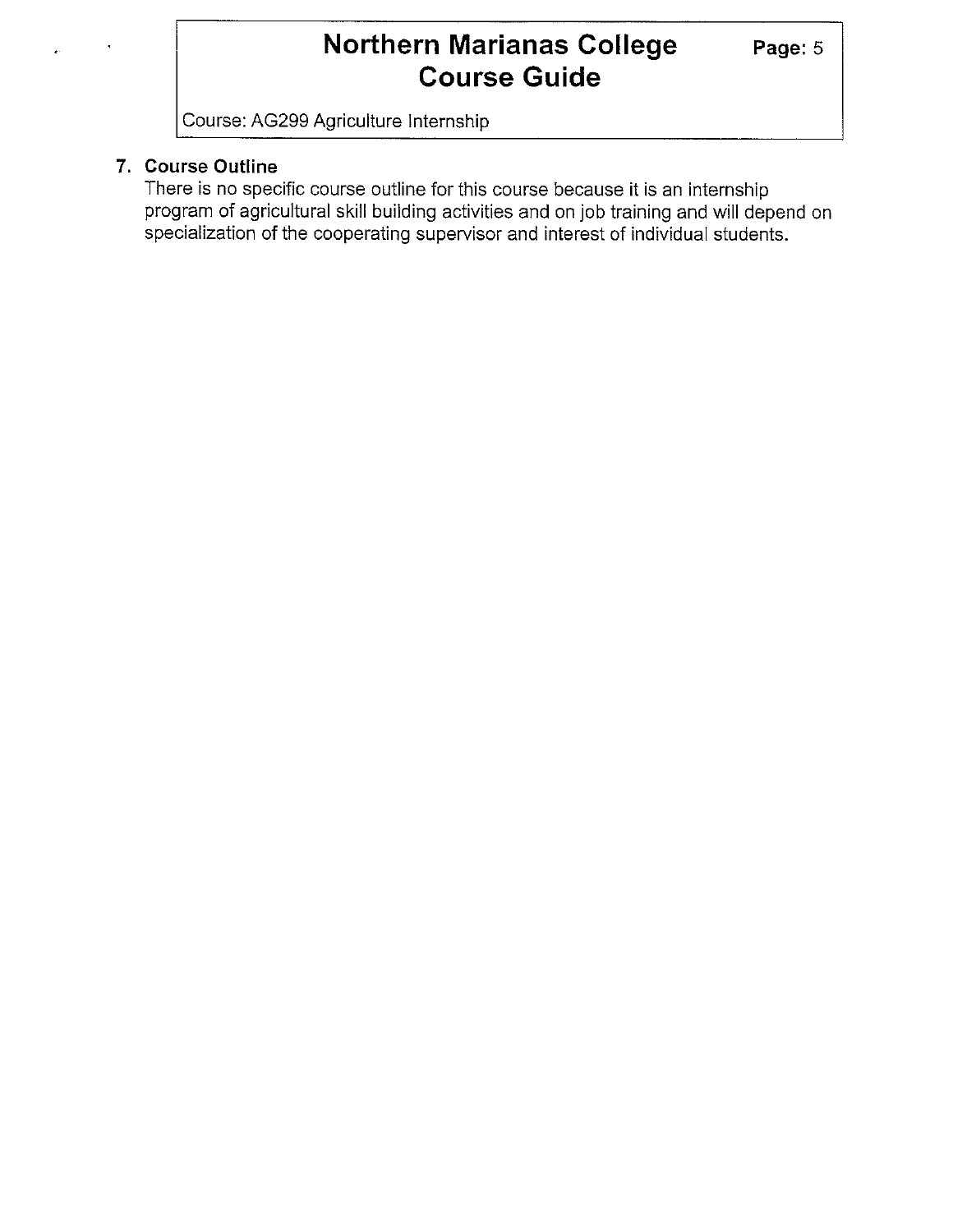Course: AG299 Agriculture Internship

**7. Course Outline**

There is no specific course outline for this course because it is an internship program of agricultural skill building activities and on job training and will depend on specialization of the cooperating supervisor and interest of individual students.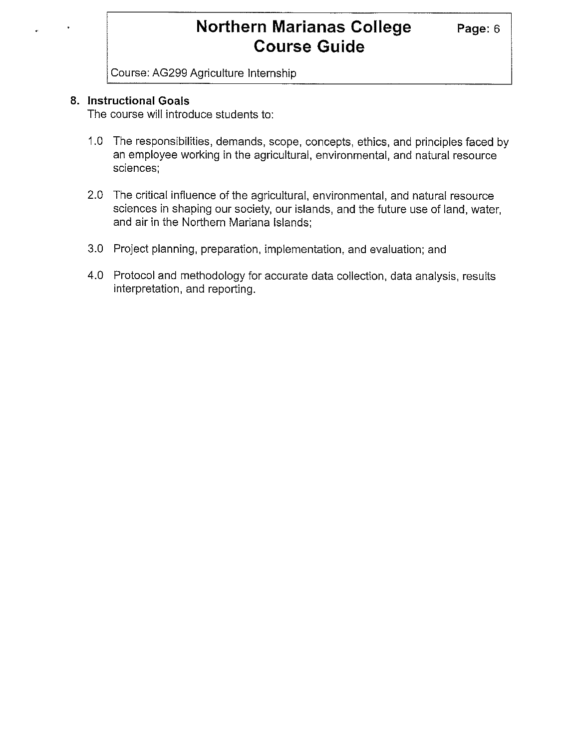## 8. Instructional Goals

The course will introduce students to:

1.0 The responsibilities, demands, scope, concepts, ethics, and principles faced by an employee working in the agricultural, environmental, and natural resource sciences;

2.0 The critical influence of the agricultural, environmental, and natural resource sciences in shaping our society, our islands, and the future use of land, water, and air in the Northern Mariana Islands;

3.0 Project planning, preparation, implementation, and evaluation; and

4.0 Protocol and methodology for accurate data collection, data analysis, results interpretation, and reporting.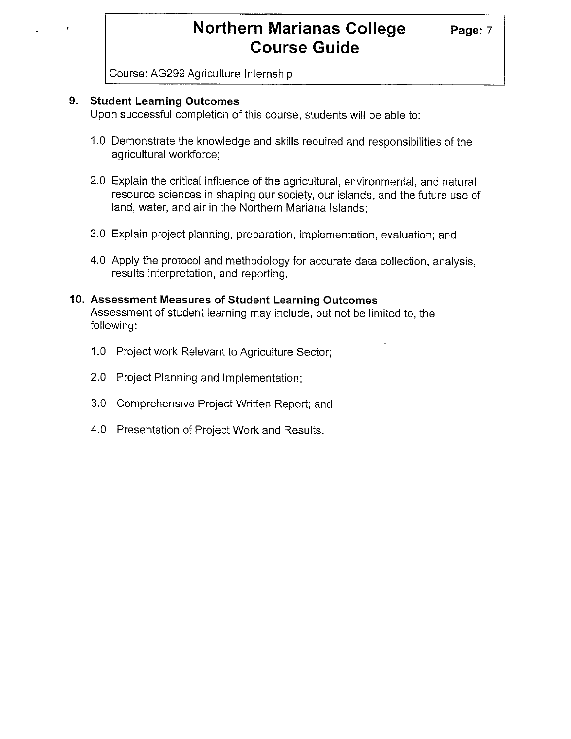## 9. Student Learning Outcomes

Upon successful completion of this course, students will be able to:

1.0 Demonstrate the knowledge and skills required and responsibilities of the agricultural workforce;

2.0 Explain the critical influence of the agricultural, environmental, and natural resource sciences in shaping our society, our islands, and the future use of land, water, and air in the Northern Mariana Islands;

3.0 Explain project planning, preparation, implementation, evaluation; and

4.0 Apply the protocol and methodology for accurate data collection, analysis, results interpretation, and reporting.

## 10. Assessment Measures of Student Learning Outcomes

Assessment of student learning may include, but not be limited to, the following:

1.0 Project work Relevant to Agriculture Sector;

2.0 Project Planning and Implementation;

3.0 Comprehensive Project Written Report; and

4.0 Presentation of Project Work and Results.